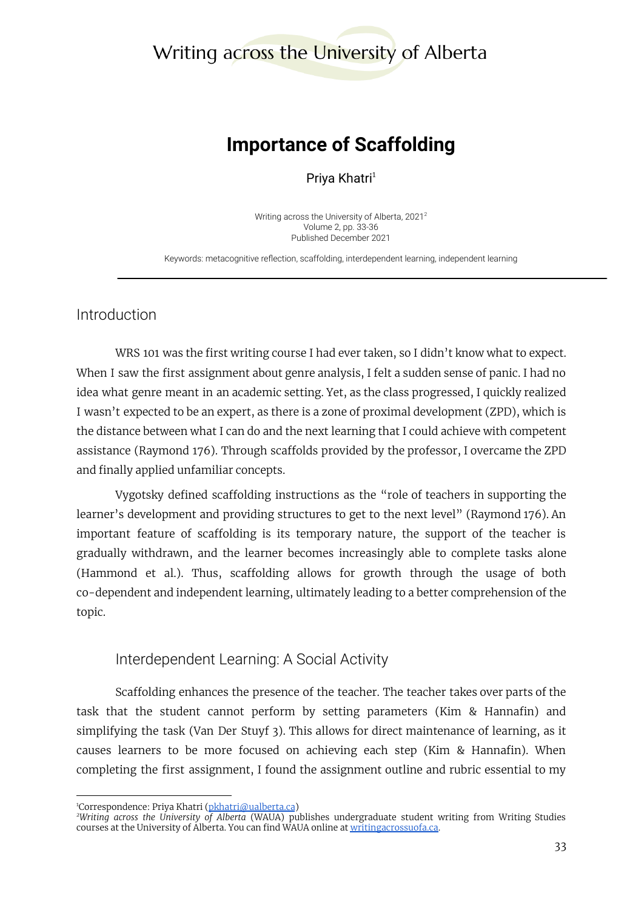# Importance of Scaffolding

Priya Khatri[1]

Writing across the University of Alberta, 2021[2]
Volume 2, pp. 33-36
Published December 2021

Keywords: metacognitive reflection, scaffolding, interdependent learning, independent learning

---

## Introduction

WRS 101 was the first writing course I had ever taken, so I didn't know what to expect. When I saw the first assignment about genre analysis, I felt a sudden sense of panic. I had no idea what genre meant in an academic setting. Yet, as the class progressed, I quickly realized I wasn't expected to be an expert, as there is a zone of proximal development (ZPD), which is the distance between what I can do and the next learning that I could achieve with competent assistance (Raymond 176). Through scaffolds provided by the professor, I overcame the ZPD and finally applied unfamiliar concepts.

Vygotsky defined scaffolding instructions as the "role of teachers in supporting the learner's development and providing structures to get to the next level" (Raymond 176). An important feature of scaffolding is its temporary nature, the support of the teacher is gradually withdrawn, and the learner becomes increasingly able to complete tasks alone (Hammond et al.). Thus, scaffolding allows for growth through the usage of both co-dependent and independent learning, ultimately leading to a better comprehension of the topic.

### Interdependent Learning: A Social Activity

Scaffolding enhances the presence of the teacher. The teacher takes over parts of the task that the student cannot perform by setting parameters (Kim & Hannafin) and simplifying the task (Van Der Stuyf 3). This allows for direct maintenance of learning, as it causes learners to be more focused on achieving each step (Kim & Hannafin). When completing the first assignment, I found the assignment outline and rubric essential to my

---

[1] Correspondence: Priya Khatri (pkhatri@ualberta.ca)

[2] *Writing across the University of Alberta* (WAUA) publishes undergraduate student writing from Writing Studies courses at the University of Alberta. You can find WAUA online at writingacrossuofa.ca.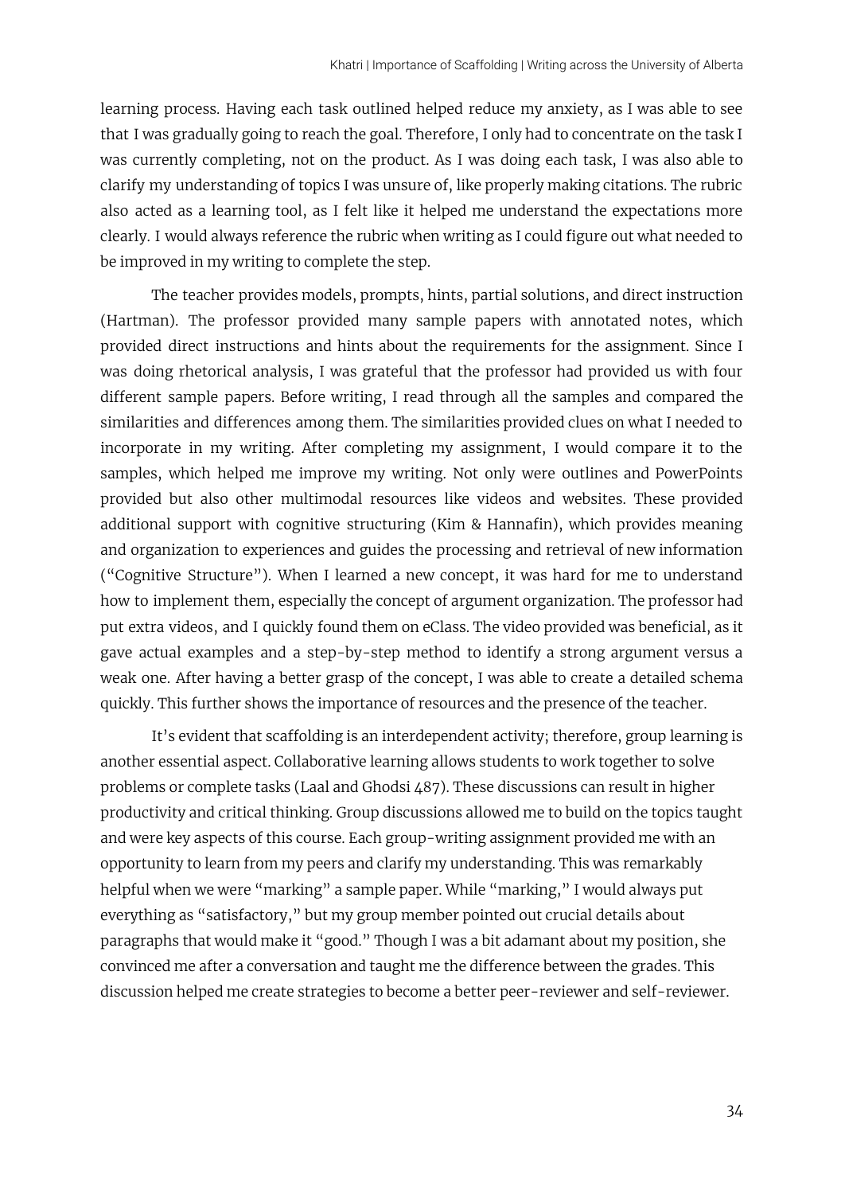learning process. Having each task outlined helped reduce my anxiety, as I was able to see that I was gradually going to reach the goal. Therefore, I only had to concentrate on the task I was currently completing, not on the product. As I was doing each task, I was also able to clarify my understanding of topics I was unsure of, like properly making citations. The rubric also acted as a learning tool, as I felt like it helped me understand the expectations more clearly. I would always reference the rubric when writing as I could figure out what needed to be improved in my writing to complete the step.

The teacher provides models, prompts, hints, partial solutions, and direct instruction (Hartman). The professor provided many sample papers with annotated notes, which provided direct instructions and hints about the requirements for the assignment. Since I was doing rhetorical analysis, I was grateful that the professor had provided us with four different sample papers. Before writing, I read through all the samples and compared the similarities and differences among them. The similarities provided clues on what I needed to incorporate in my writing. After completing my assignment, I would compare it to the samples, which helped me improve my writing. Not only were outlines and PowerPoints provided but also other multimodal resources like videos and websites. These provided additional support with cognitive structuring (Kim & Hannafin), which provides meaning and organization to experiences and guides the processing and retrieval of new information ("Cognitive Structure"). When I learned a new concept, it was hard for me to understand how to implement them, especially the concept of argument organization. The professor had put extra videos, and I quickly found them on eClass. The video provided was beneficial, as it gave actual examples and a step-by-step method to identify a strong argument versus a weak one. After having a better grasp of the concept, I was able to create a detailed schema quickly. This further shows the importance of resources and the presence of the teacher.

It's evident that scaffolding is an interdependent activity; therefore, group learning is another essential aspect. Collaborative learning allows students to work together to solve problems or complete tasks (Laal and Ghodsi 487). These discussions can result in higher productivity and critical thinking. Group discussions allowed me to build on the topics taught and were key aspects of this course. Each group-writing assignment provided me with an opportunity to learn from my peers and clarify my understanding. This was remarkably helpful when we were "marking" a sample paper. While "marking," I would always put everything as "satisfactory," but my group member pointed out crucial details about paragraphs that would make it "good." Though I was a bit adamant about my position, she convinced me after a conversation and taught me the difference between the grades. This discussion helped me create strategies to become a better peer-reviewer and self-reviewer.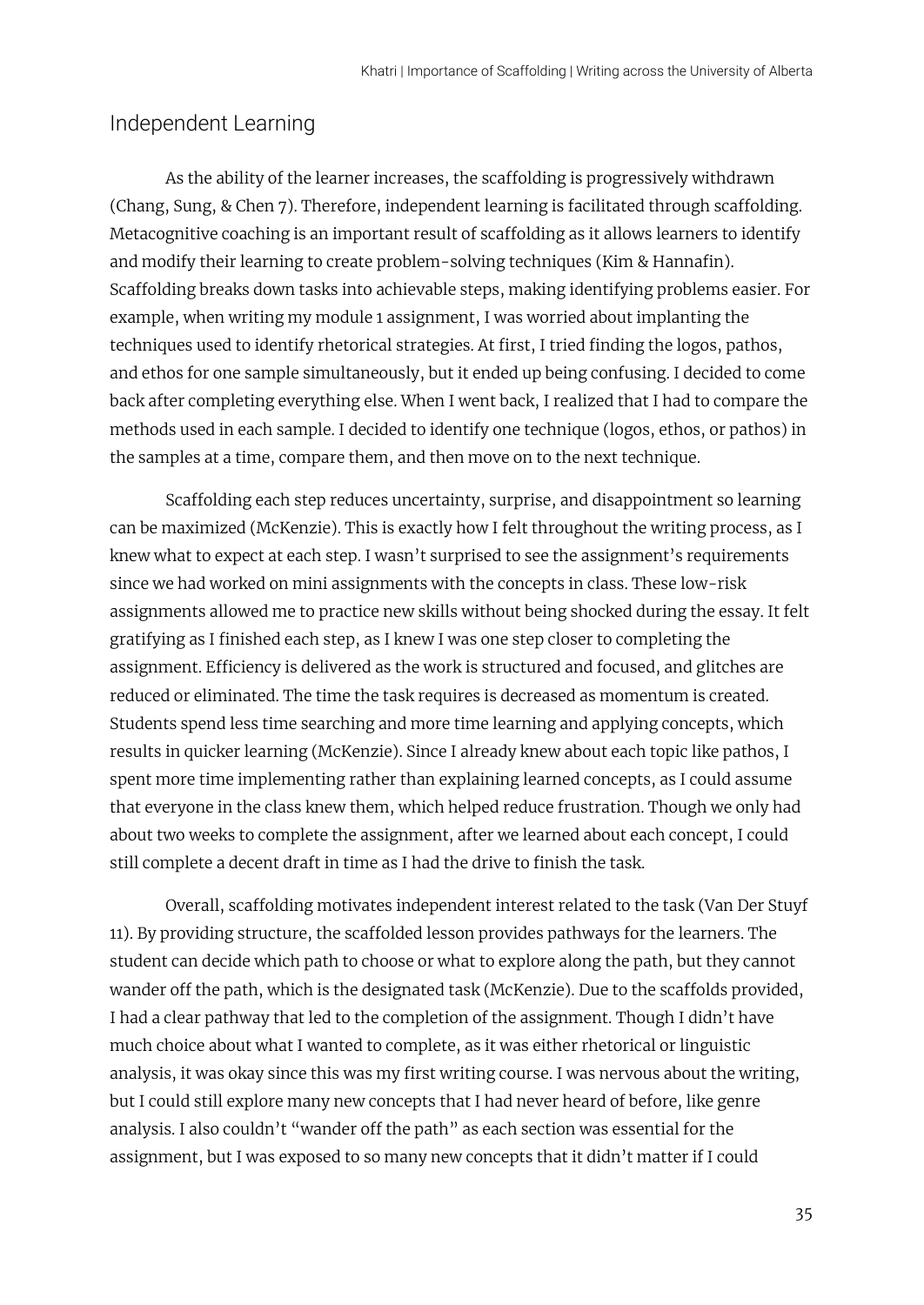## Independent Learning

As the ability of the learner increases, the scaffolding is progressively withdrawn (Chang, Sung, & Chen 7). Therefore, independent learning is facilitated through scaffolding. Metacognitive coaching is an important result of scaffolding as it allows learners to identify and modify their learning to create problem-solving techniques (Kim & Hannafin). Scaffolding breaks down tasks into achievable steps, making identifying problems easier. For example, when writing my module 1 assignment, I was worried about implanting the techniques used to identify rhetorical strategies. At first, I tried finding the logos, pathos, and ethos for one sample simultaneously, but it ended up being confusing. I decided to come back after completing everything else. When I went back, I realized that I had to compare the methods used in each sample. I decided to identify one technique (logos, ethos, or pathos) in the samples at a time, compare them, and then move on to the next technique.

Scaffolding each step reduces uncertainty, surprise, and disappointment so learning can be maximized (McKenzie). This is exactly how I felt throughout the writing process, as I knew what to expect at each step. I wasn't surprised to see the assignment's requirements since we had worked on mini assignments with the concepts in class. These low-risk assignments allowed me to practice new skills without being shocked during the essay. It felt gratifying as I finished each step, as I knew I was one step closer to completing the assignment. Efficiency is delivered as the work is structured and focused, and glitches are reduced or eliminated. The time the task requires is decreased as momentum is created. Students spend less time searching and more time learning and applying concepts, which results in quicker learning (McKenzie). Since I already knew about each topic like pathos, I spent more time implementing rather than explaining learned concepts, as I could assume that everyone in the class knew them, which helped reduce frustration. Though we only had about two weeks to complete the assignment, after we learned about each concept, I could still complete a decent draft in time as I had the drive to finish the task.

Overall, scaffolding motivates independent interest related to the task (Van Der Stuyf 11). By providing structure, the scaffolded lesson provides pathways for the learners. The student can decide which path to choose or what to explore along the path, but they cannot wander off the path, which is the designated task (McKenzie). Due to the scaffolds provided, I had a clear pathway that led to the completion of the assignment. Though I didn't have much choice about what I wanted to complete, as it was either rhetorical or linguistic analysis, it was okay since this was my first writing course. I was nervous about the writing, but I could still explore many new concepts that I had never heard of before, like genre analysis. I also couldn't "wander off the path" as each section was essential for the assignment, but I was exposed to so many new concepts that it didn't matter if I could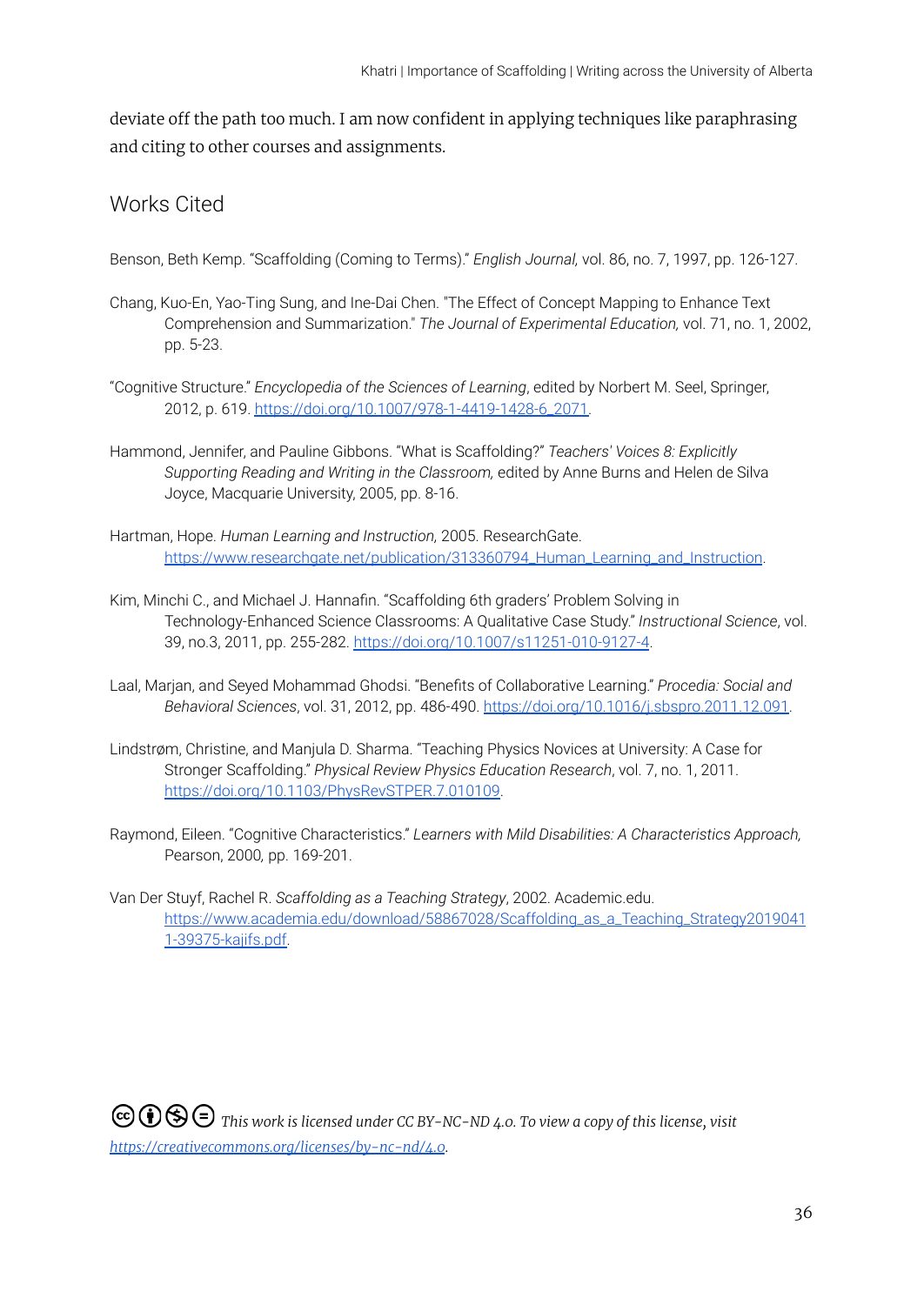deviate off the path too much. I am now confident in applying techniques like paraphrasing and citing to other courses and assignments.

## Works Cited

Benson, Beth Kemp. "Scaffolding (Coming to Terms)." *English Journal,* vol. 86, no. 7, 1997, pp. 126-127.

Chang, Kuo-En, Yao-Ting Sung, and Ine-Dai Chen. "The Effect of Concept Mapping to Enhance Text Comprehension and Summarization." *The Journal of Experimental Education,* vol. 71, no. 1, 2002, pp. 5-23.

"Cognitive Structure." *Encyclopedia of the Sciences of Learning*, edited by Norbert M. Seel, Springer, 2012, p. 619. https://doi.org/10.1007/978-1-4419-1428-6_2071.

Hammond, Jennifer, and Pauline Gibbons. "What is Scaffolding?" *Teachers' Voices 8: Explicitly Supporting Reading and Writing in the Classroom,* edited by Anne Burns and Helen de Silva Joyce, Macquarie University, 2005, pp. 8-16.

Hartman, Hope. *Human Learning and Instruction,* 2005. ResearchGate. https://www.researchgate.net/publication/313360794_Human_Learning_and_Instruction.

Kim, Minchi C., and Michael J. Hannafin. "Scaffolding 6th graders' Problem Solving in Technology-Enhanced Science Classrooms: A Qualitative Case Study." *Instructional Science*, vol. 39, no.3, 2011, pp. 255-282. https://doi.org/10.1007/s11251-010-9127-4.

Laal, Marjan, and Seyed Mohammad Ghodsi. "Benefits of Collaborative Learning." *Procedia: Social and Behavioral Sciences*, vol. 31, 2012, pp. 486-490. https://doi.org/10.1016/j.sbspro.2011.12.091.

Lindstrøm, Christine, and Manjula D. Sharma. "Teaching Physics Novices at University: A Case for Stronger Scaffolding." *Physical Review Physics Education Research*, vol. 7, no. 1, 2011. https://doi.org/10.1103/PhysRevSTPER.7.010109.

Raymond, Eileen. "Cognitive Characteristics." *Learners with Mild Disabilities: A Characteristics Approach,* Pearson, 2000, pp. 169-201.

Van Der Stuyf, Rachel R. *Scaffolding as a Teaching Strategy*, 2002. Academic.edu. https://www.academia.edu/download/58867028/Scaffolding_as_a_Teaching_Strategy20190411-39375-kajifs.pdf.

*This work is licensed under CC BY-NC-ND 4.0. To view a copy of this license, visit https://creativecommons.org/licenses/by-nc-nd/4.0.*